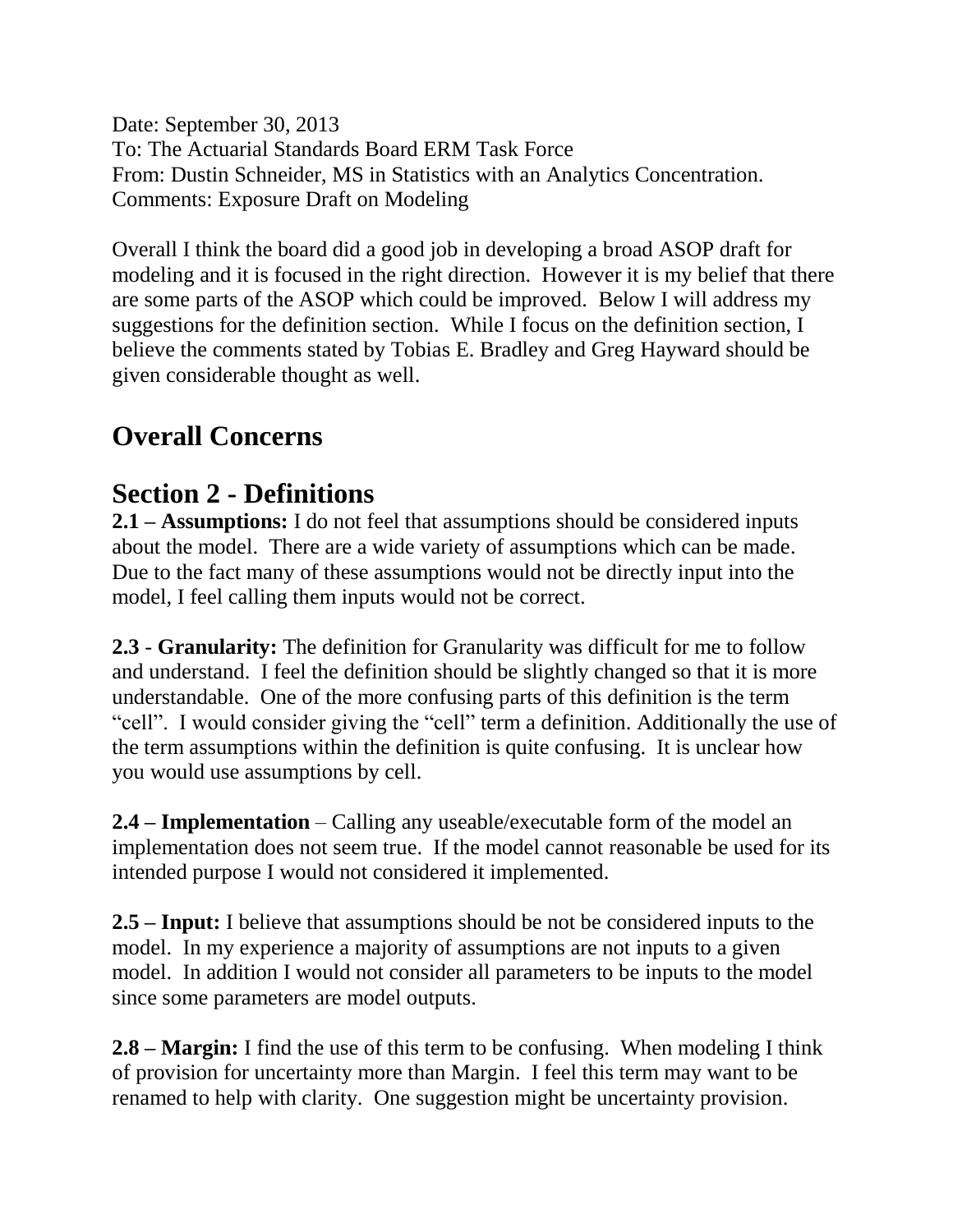Date: September 30, 2013
To: The Actuarial Standards Board ERM Task Force
From: Dustin Schneider, MS in Statistics with an Analytics Concentration.
Comments: Exposure Draft on Modeling

Overall I think the board did a good job in developing a broad ASOP draft for modeling and it is focused in the right direction. However it is my belief that there are some parts of the ASOP which could be improved. Below I will address my suggestions for the definition section. While I focus on the definition section, I believe the comments stated by Tobias E. Bradley and Greg Hayward should be given considerable thought as well.

## Overall Concerns

## Section 2 - Definitions

**2.1 – Assumptions:** I do not feel that assumptions should be considered inputs about the model. There are a wide variety of assumptions which can be made. Due to the fact many of these assumptions would not be directly input into the model, I feel calling them inputs would not be correct.

**2.3** - **Granularity:** The definition for Granularity was difficult for me to follow and understand. I feel the definition should be slightly changed so that it is more understandable. One of the more confusing parts of this definition is the term "cell". I would consider giving the "cell" term a definition. Additionally the use of the term assumptions within the definition is quite confusing. It is unclear how you would use assumptions by cell.

**2.4 – Implementation** – Calling any useable/executable form of the model an implementation does not seem true. If the model cannot reasonable be used for its intended purpose I would not considered it implemented.

**2.5 – Input:** I believe that assumptions should be not be considered inputs to the model. In my experience a majority of assumptions are not inputs to a given model. In addition I would not consider all parameters to be inputs to the model since some parameters are model outputs.

**2.8 – Margin:** I find the use of this term to be confusing. When modeling I think of provision for uncertainty more than Margin. I feel this term may want to be renamed to help with clarity. One suggestion might be uncertainty provision.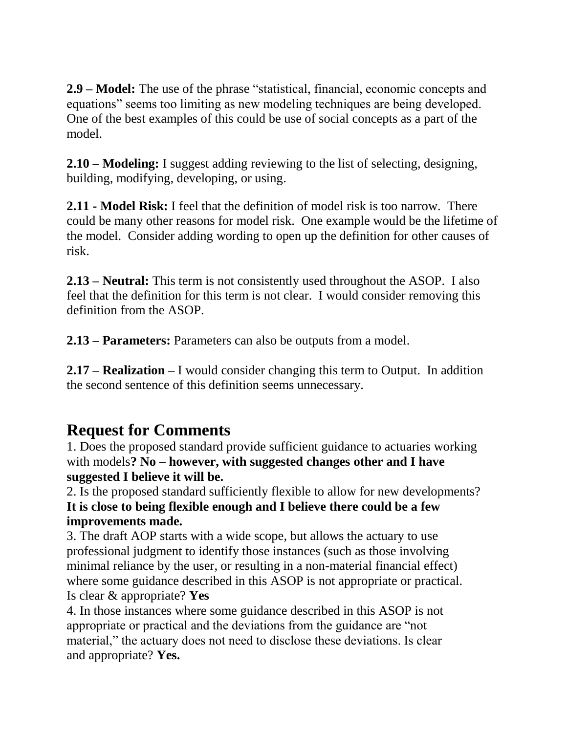**2.9 – Model:** The use of the phrase "statistical, financial, economic concepts and equations" seems too limiting as new modeling techniques are being developed. One of the best examples of this could be use of social concepts as a part of the model.

**2.10 – Modeling:** I suggest adding reviewing to the list of selecting, designing, building, modifying, developing, or using.

**2.11 - Model Risk:** I feel that the definition of model risk is too narrow. There could be many other reasons for model risk. One example would be the lifetime of the model. Consider adding wording to open up the definition for other causes of risk.

**2.13 – Neutral:** This term is not consistently used throughout the ASOP. I also feel that the definition for this term is not clear. I would consider removing this definition from the ASOP.

**2.13 – Parameters:** Parameters can also be outputs from a model.

**2.17 – Realization –** I would consider changing this term to Output. In addition the second sentence of this definition seems unnecessary.

## Request for Comments

1. Does the proposed standard provide sufficient guidance to actuaries working with models**? No – however, with suggested changes other and I have suggested I believe it will be.**
2. Is the proposed standard sufficiently flexible to allow for new developments? **It is close to being flexible enough and I believe there could be a few improvements made.**
3. The draft AOP starts with a wide scope, but allows the actuary to use professional judgment to identify those instances (such as those involving minimal reliance by the user, or resulting in a non-material financial effect) where some guidance described in this ASOP is not appropriate or practical. Is clear & appropriate? **Yes**
4. In those instances where some guidance described in this ASOP is not appropriate or practical and the deviations from the guidance are "not material," the actuary does not need to disclose these deviations. Is clear and appropriate? **Yes.**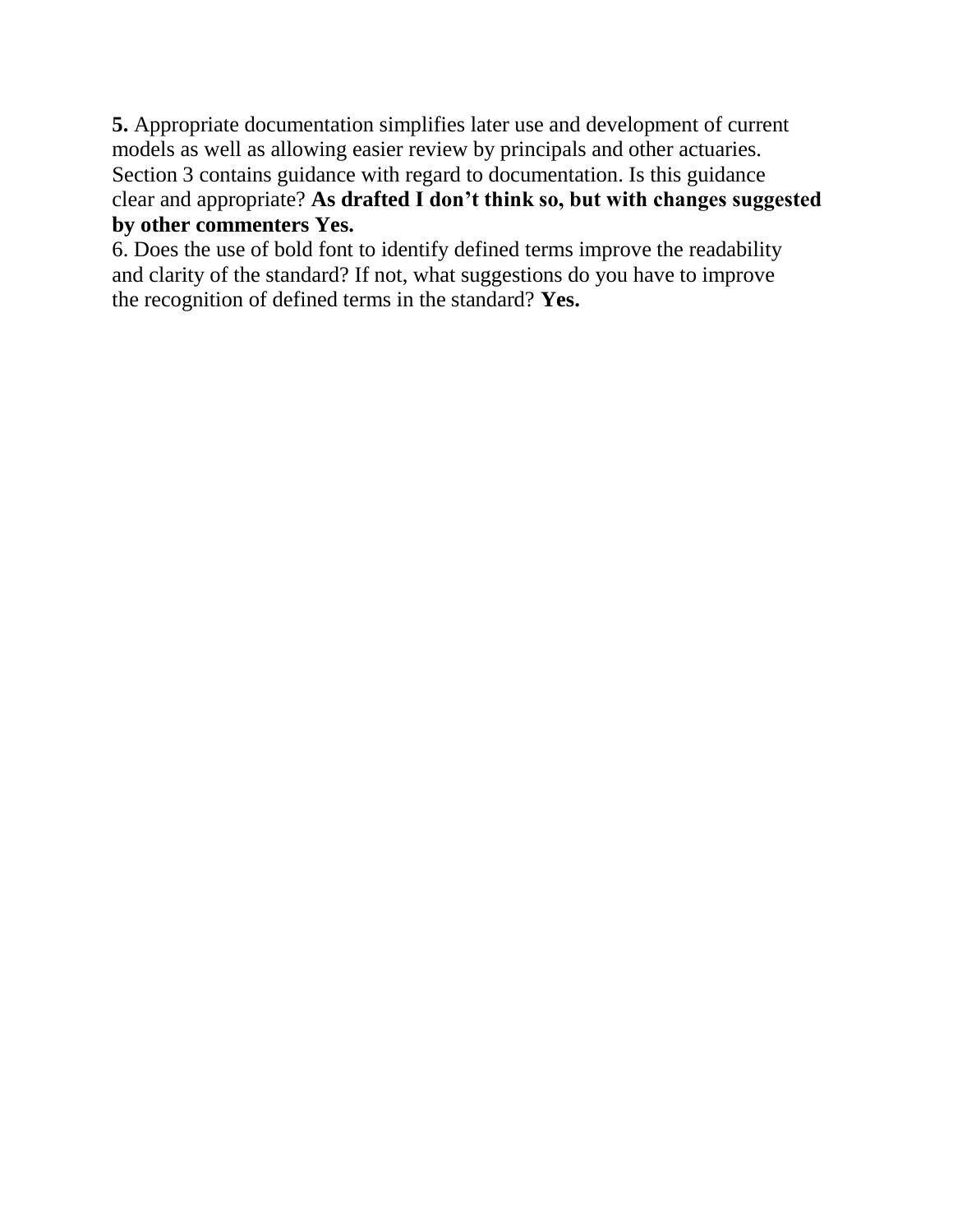**5.** Appropriate documentation simplifies later use and development of current models as well as allowing easier review by principals and other actuaries. Section 3 contains guidance with regard to documentation. Is this guidance clear and appropriate? **As drafted I don't think so, but with changes suggested by other commenters Yes.**

6. Does the use of bold font to identify defined terms improve the readability and clarity of the standard? If not, what suggestions do you have to improve the recognition of defined terms in the standard? **Yes.**